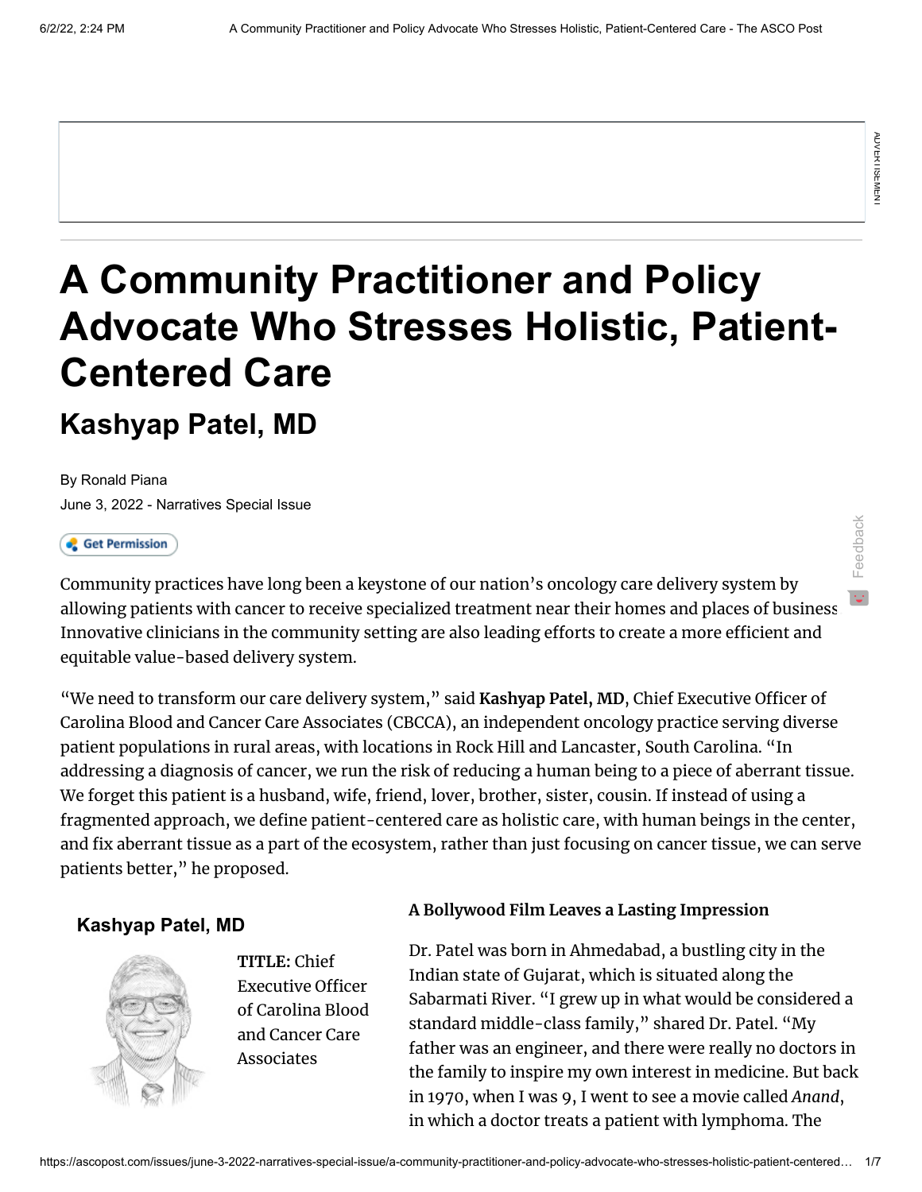# A Community Practitioner and Policy Advocate Who Stresses Holistic, Patient-Centered Care

## Kashyap Patel, MD

By Ronald Piana

June 3, 2022 - Narratives Special Issue

Community practices have long been a keystone of our nation's oncology care delivery system by allowing patients with cancer to receive specialized treatment near their homes and places of business. Innovative clinicians in the community setting are also leading efforts to create a more efficient and equitable value-based delivery system.

"We need to transform our care delivery system," said **Kashyap Patel, MD**, Chief Executive Officer of Carolina Blood and Cancer Care Associates (CBCCA), an independent oncology practice serving diverse patient populations in rural areas, with locations in Rock Hill and Lancaster, South Carolina. "In addressing a diagnosis of cancer, we run the risk of reducing a human being to a piece of aberrant tissue. We forget this patient is a husband, wife, friend, lover, brother, sister, cousin. If instead of using a fragmented approach, we define patient-centered care as holistic care, with human beings in the center, and fix aberrant tissue as a part of the ecosystem, rather than just focusing on cancer tissue, we can serve patients better," he proposed.

**Kashyap Patel, MD**

**TITLE:** Chief Executive Officer of Carolina Blood and Cancer Care Associates

**A Bollywood Film Leaves a Lasting Impression**

Dr. Patel was born in Ahmedabad, a bustling city in the Indian state of Gujarat, which is situated along the Sabarmati River. "I grew up in what would be considered a standard middle-class family," shared Dr. Patel. "My father was an engineer, and there were really no doctors in the family to inspire my own interest in medicine. But back in 1970, when I was 9, I went to see a movie called *Anand*, in which a doctor treats a patient with lymphoma. The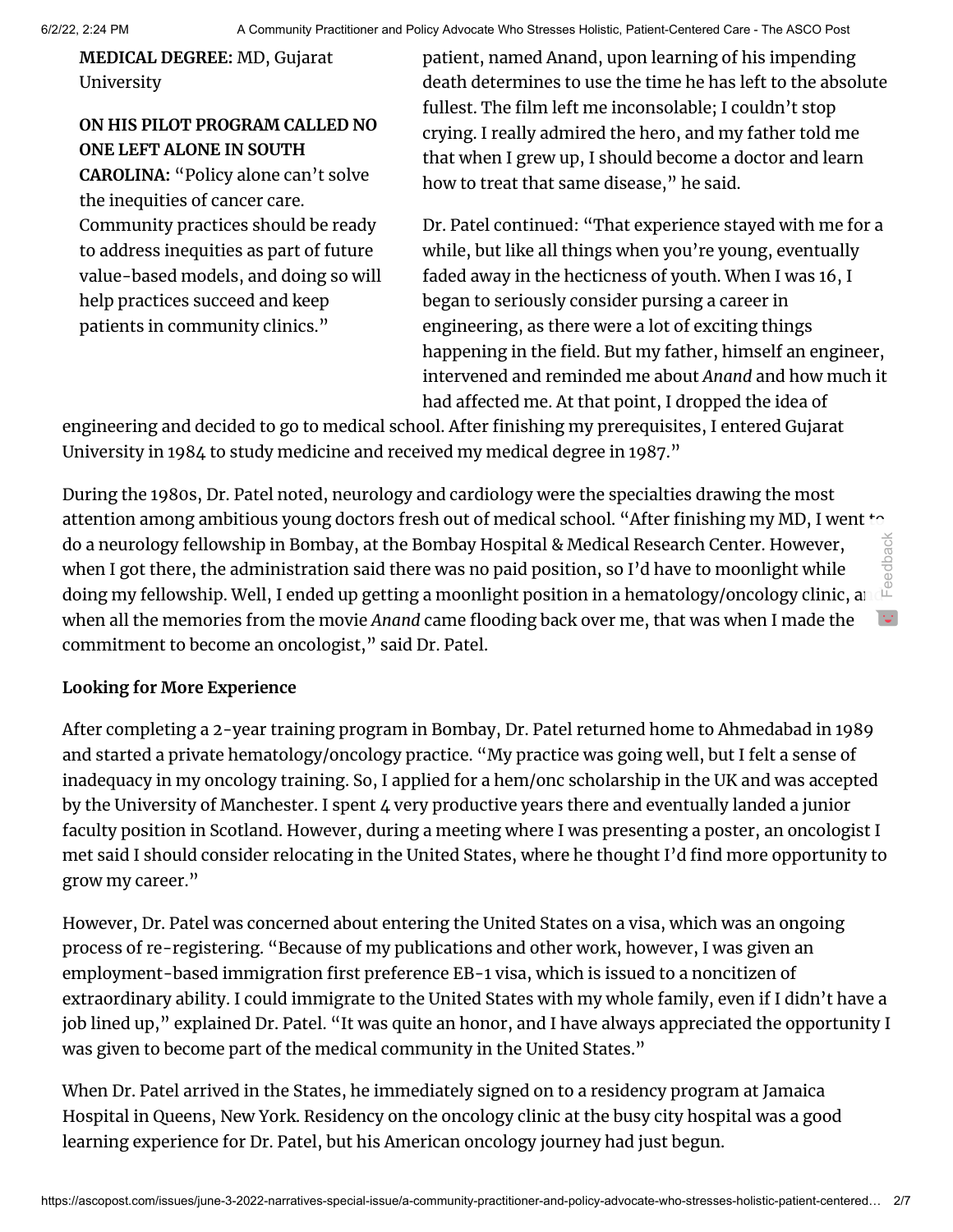**MEDICAL DEGREE:** MD, Gujarat University

**ON HIS PILOT PROGRAM CALLED NO ONE LEFT ALONE IN SOUTH CAROLINA:** "Policy alone can't solve the inequities of cancer care. Community practices should be ready to address inequities as part of future value-based models, and doing so will help practices succeed and keep patients in community clinics."

patient, named Anand, upon learning of his impending death determines to use the time he has left to the absolute fullest. The film left me inconsolable; I couldn't stop crying. I really admired the hero, and my father told me that when I grew up, I should become a doctor and learn how to treat that same disease," he said.

Dr. Patel continued: "That experience stayed with me for a while, but like all things when you're young, eventually faded away in the hecticness of youth. When I was 16, I began to seriously consider pursing a career in engineering, as there were a lot of exciting things happening in the field. But my father, himself an engineer, intervened and reminded me about *Anand* and how much it had affected me. At that point, I dropped the idea of engineering and decided to go to medical school. After finishing my prerequisites, I entered Gujarat University in 1984 to study medicine and received my medical degree in 1987."

During the 1980s, Dr. Patel noted, neurology and cardiology were the specialties drawing the most attention among ambitious young doctors fresh out of medical school. "After finishing my MD, I went to do a neurology fellowship in Bombay, at the Bombay Hospital & Medical Research Center. However, when I got there, the administration said there was no paid position, so I'd have to moonlight while doing my fellowship. Well, I ended up getting a moonlight position in a hematology/oncology clinic, and when all the memories from the movie *Anand* came flooding back over me, that was when I made the commitment to become an oncologist," said Dr. Patel.

**Looking for More Experience**

After completing a 2-year training program in Bombay, Dr. Patel returned home to Ahmedabad in 1989 and started a private hematology/oncology practice. "My practice was going well, but I felt a sense of inadequacy in my oncology training. So, I applied for a hem/onc scholarship in the UK and was accepted by the University of Manchester. I spent 4 very productive years there and eventually landed a junior faculty position in Scotland. However, during a meeting where I was presenting a poster, an oncologist I met said I should consider relocating in the United States, where he thought I'd find more opportunity to grow my career."

However, Dr. Patel was concerned about entering the United States on a visa, which was an ongoing process of re-registering. "Because of my publications and other work, however, I was given an employment-based immigration first preference EB-1 visa, which is issued to a noncitizen of extraordinary ability. I could immigrate to the United States with my whole family, even if I didn't have a job lined up," explained Dr. Patel. "It was quite an honor, and I have always appreciated the opportunity I was given to become part of the medical community in the United States."

When Dr. Patel arrived in the States, he immediately signed on to a residency program at Jamaica Hospital in Queens, New York. Residency on the oncology clinic at the busy city hospital was a good learning experience for Dr. Patel, but his American oncology journey had just begun.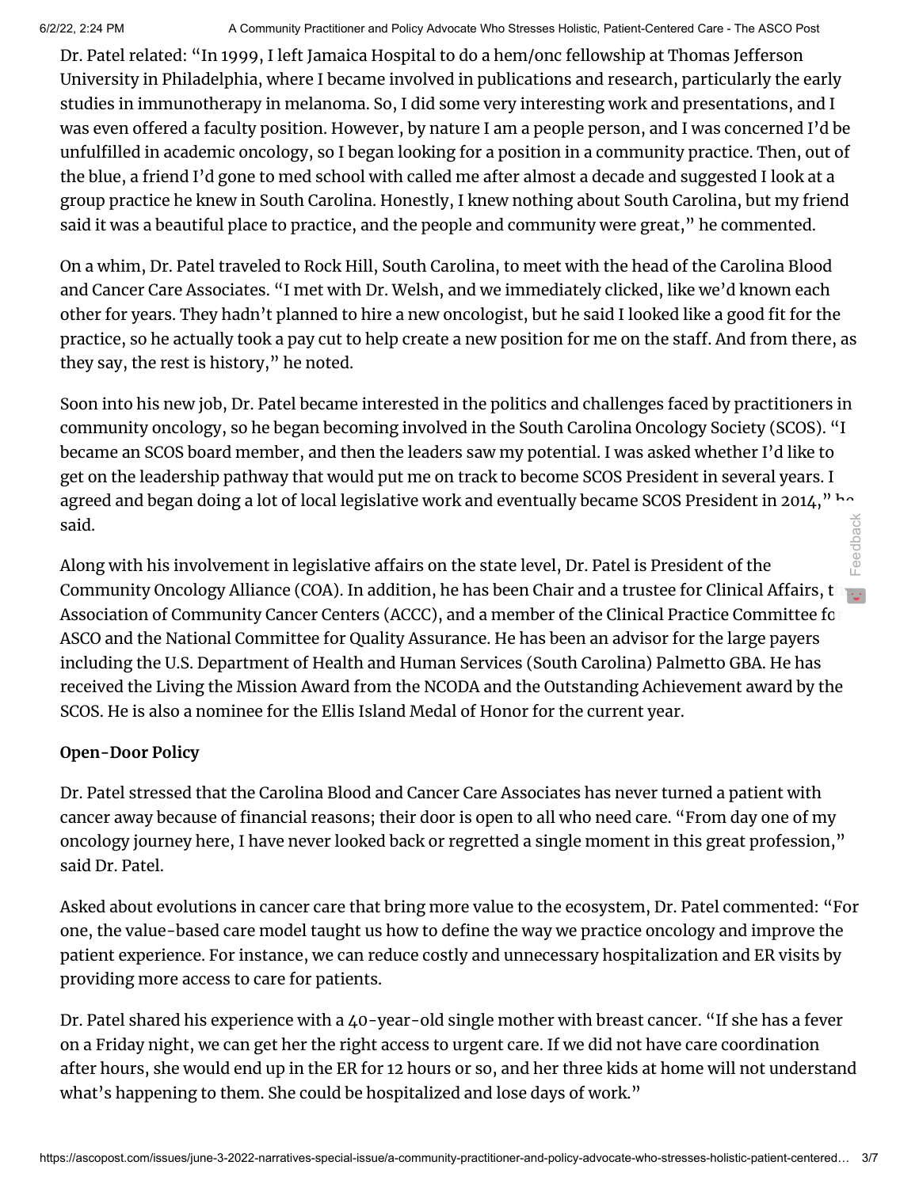Dr. Patel related: "In 1999, I left Jamaica Hospital to do a hem/onc fellowship at Thomas Jefferson University in Philadelphia, where I became involved in publications and research, particularly the early studies in immunotherapy in melanoma. So, I did some very interesting work and presentations, and I was even offered a faculty position. However, by nature I am a people person, and I was concerned I'd be unfulfilled in academic oncology, so I began looking for a position in a community practice. Then, out of the blue, a friend I'd gone to med school with called me after almost a decade and suggested I look at a group practice he knew in South Carolina. Honestly, I knew nothing about South Carolina, but my friend said it was a beautiful place to practice, and the people and community were great," he commented.

On a whim, Dr. Patel traveled to Rock Hill, South Carolina, to meet with the head of the Carolina Blood and Cancer Care Associates. "I met with Dr. Welsh, and we immediately clicked, like we'd known each other for years. They hadn't planned to hire a new oncologist, but he said I looked like a good fit for the practice, so he actually took a pay cut to help create a new position for me on the staff. And from there, as they say, the rest is history," he noted.

Soon into his new job, Dr. Patel became interested in the politics and challenges faced by practitioners in community oncology, so he began becoming involved in the South Carolina Oncology Society (SCOS). "I became an SCOS board member, and then the leaders saw my potential. I was asked whether I'd like to get on the leadership pathway that would put me on track to become SCOS President in several years. I agreed and began doing a lot of local legislative work and eventually became SCOS President in 2014," he said.

Along with his involvement in legislative affairs on the state level, Dr. Patel is President of the Community Oncology Alliance (COA). In addition, he has been Chair and a trustee for Clinical Affairs, the Association of Community Cancer Centers (ACCC), and a member of the Clinical Practice Committee for ASCO and the National Committee for Quality Assurance. He has been an advisor for the large payers including the U.S. Department of Health and Human Services (South Carolina) Palmetto GBA. He has received the Living the Mission Award from the NCODA and the Outstanding Achievement award by the SCOS. He is also a nominee for the Ellis Island Medal of Honor for the current year.

**Open-Door Policy**

Dr. Patel stressed that the Carolina Blood and Cancer Care Associates has never turned a patient with cancer away because of financial reasons; their door is open to all who need care. "From day one of my oncology journey here, I have never looked back or regretted a single moment in this great profession," said Dr. Patel.

Asked about evolutions in cancer care that bring more value to the ecosystem, Dr. Patel commented: "For one, the value-based care model taught us how to define the way we practice oncology and improve the patient experience. For instance, we can reduce costly and unnecessary hospitalization and ER visits by providing more access to care for patients.

Dr. Patel shared his experience with a 40-year-old single mother with breast cancer. "If she has a fever on a Friday night, we can get her the right access to urgent care. If we did not have care coordination after hours, she would end up in the ER for 12 hours or so, and her three kids at home will not understand what's happening to them. She could be hospitalized and lose days of work."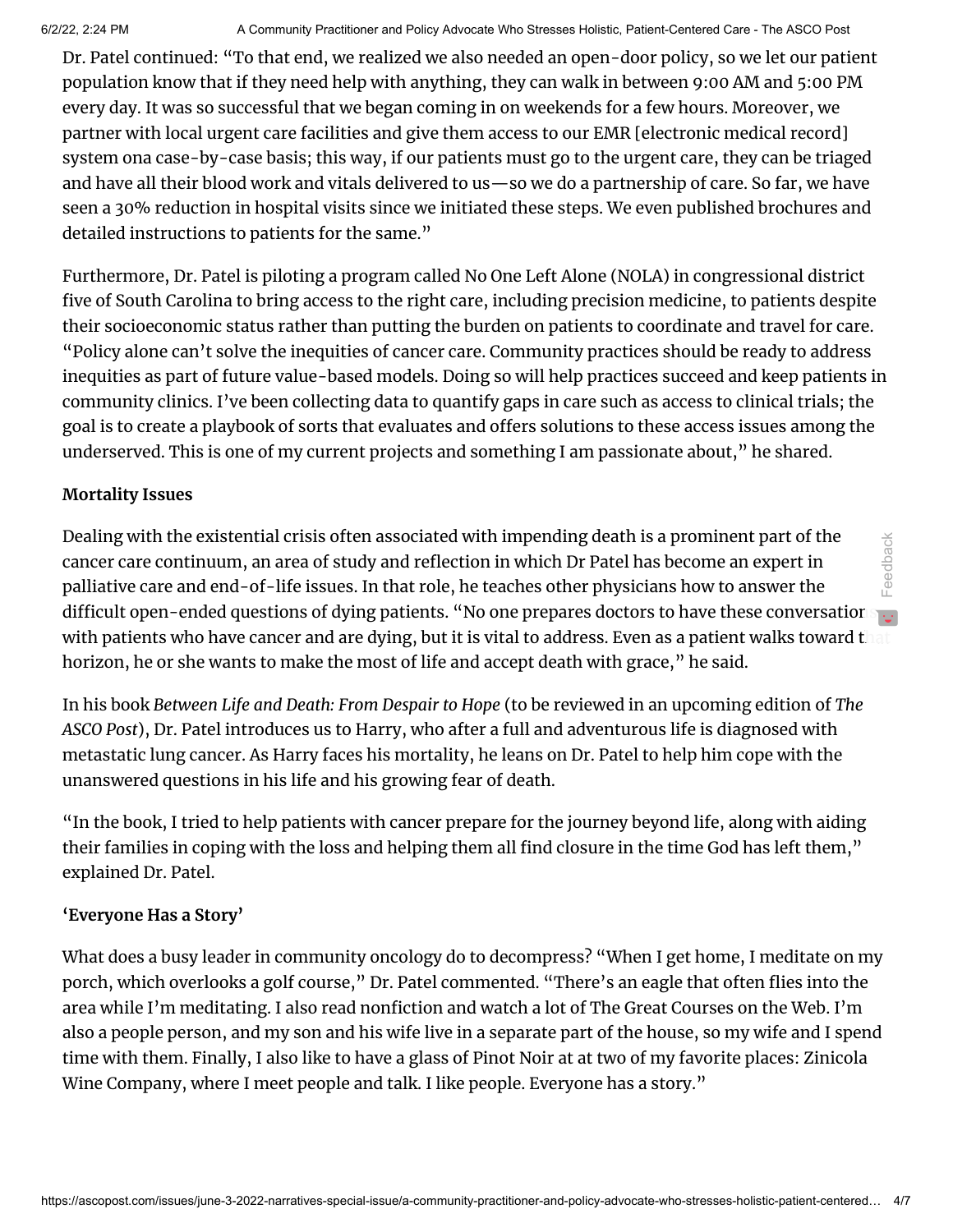Dr. Patel continued: "To that end, we realized we also needed an open-door policy, so we let our patient population know that if they need help with anything, they can walk in between 9:00 AM and 5:00 PM every day. It was so successful that we began coming in on weekends for a few hours. Moreover, we partner with local urgent care facilities and give them access to our EMR [electronic medical record] system ona case-by-case basis; this way, if our patients must go to the urgent care, they can be triaged and have all their blood work and vitals delivered to us—so we do a partnership of care. So far, we have seen a 30% reduction in hospital visits since we initiated these steps. We even published brochures and detailed instructions to patients for the same."

Furthermore, Dr. Patel is piloting a program called No One Left Alone (NOLA) in congressional district five of South Carolina to bring access to the right care, including precision medicine, to patients despite their socioeconomic status rather than putting the burden on patients to coordinate and travel for care. "Policy alone can't solve the inequities of cancer care. Community practices should be ready to address inequities as part of future value-based models. Doing so will help practices succeed and keep patients in community clinics. I've been collecting data to quantify gaps in care such as access to clinical trials; the goal is to create a playbook of sorts that evaluates and offers solutions to these access issues among the underserved. This is one of my current projects and something I am passionate about," he shared.

**Mortality Issues**

Dealing with the existential crisis often associated with impending death is a prominent part of the cancer care continuum, an area of study and reflection in which Dr Patel has become an expert in palliative care and end-of-life issues. In that role, he teaches other physicians how to answer the difficult open-ended questions of dying patients. "No one prepares doctors to have these conversations with patients who have cancer and are dying, but it is vital to address. Even as a patient walks toward that horizon, he or she wants to make the most of life and accept death with grace," he said.

In his book *Between Life and Death: From Despair to Hope* (to be reviewed in an upcoming edition of *The ASCO Post*), Dr. Patel introduces us to Harry, who after a full and adventurous life is diagnosed with metastatic lung cancer. As Harry faces his mortality, he leans on Dr. Patel to help him cope with the unanswered questions in his life and his growing fear of death.

"In the book, I tried to help patients with cancer prepare for the journey beyond life, along with aiding their families in coping with the loss and helping them all find closure in the time God has left them," explained Dr. Patel.

**'Everyone Has a Story'**

What does a busy leader in community oncology do to decompress? "When I get home, I meditate on my porch, which overlooks a golf course," Dr. Patel commented. "There's an eagle that often flies into the area while I'm meditating. I also read nonfiction and watch a lot of The Great Courses on the Web. I'm also a people person, and my son and his wife live in a separate part of the house, so my wife and I spend time with them. Finally, I also like to have a glass of Pinot Noir at at two of my favorite places: Zinicola Wine Company, where I meet people and talk. I like people. Everyone has a story."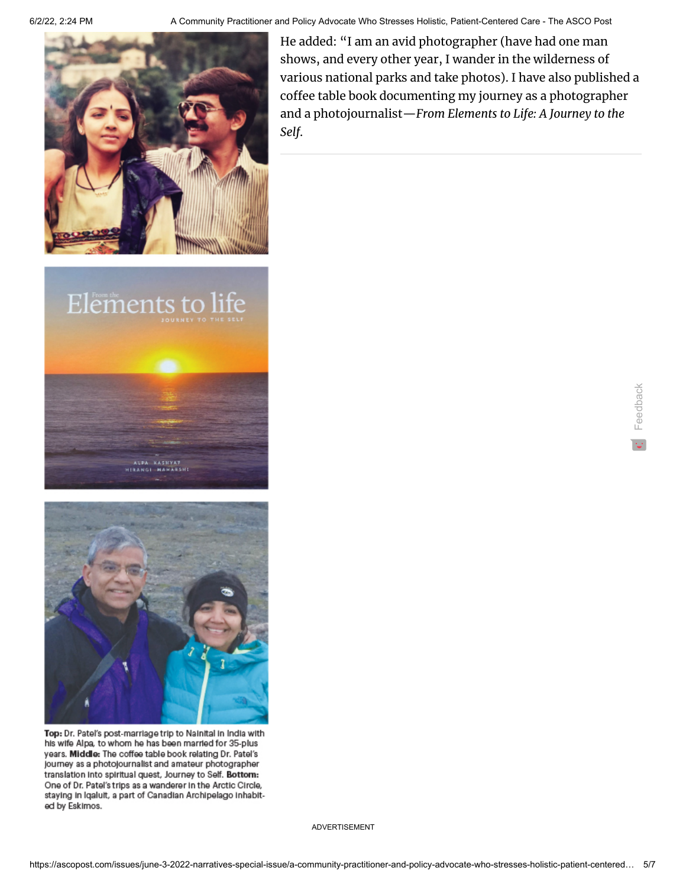He added: "I am an avid photographer (have had one man shows, and every other year, I wander in the wilderness of various national parks and take photos). I have also published a coffee table book documenting my journey as a photographer and a photojournalist—*From Elements to Life: A Journey to the Self*.

**Top:** Dr. Patel's post-marriage trip to Nainital in India with his wife Alpa, to whom he has been married for 35-plus years. **Middle:** The coffee table book relating Dr. Patel's journey as a photojournalist and amateur photographer translation into spiritual quest, Journey to Self. **Bottom:** One of Dr. Patel's trips as a wanderer in the Arctic Circle, staying in Iqaluit, a part of Canadian Archipelago inhabited by Eskimos.

ADVERTISEMENT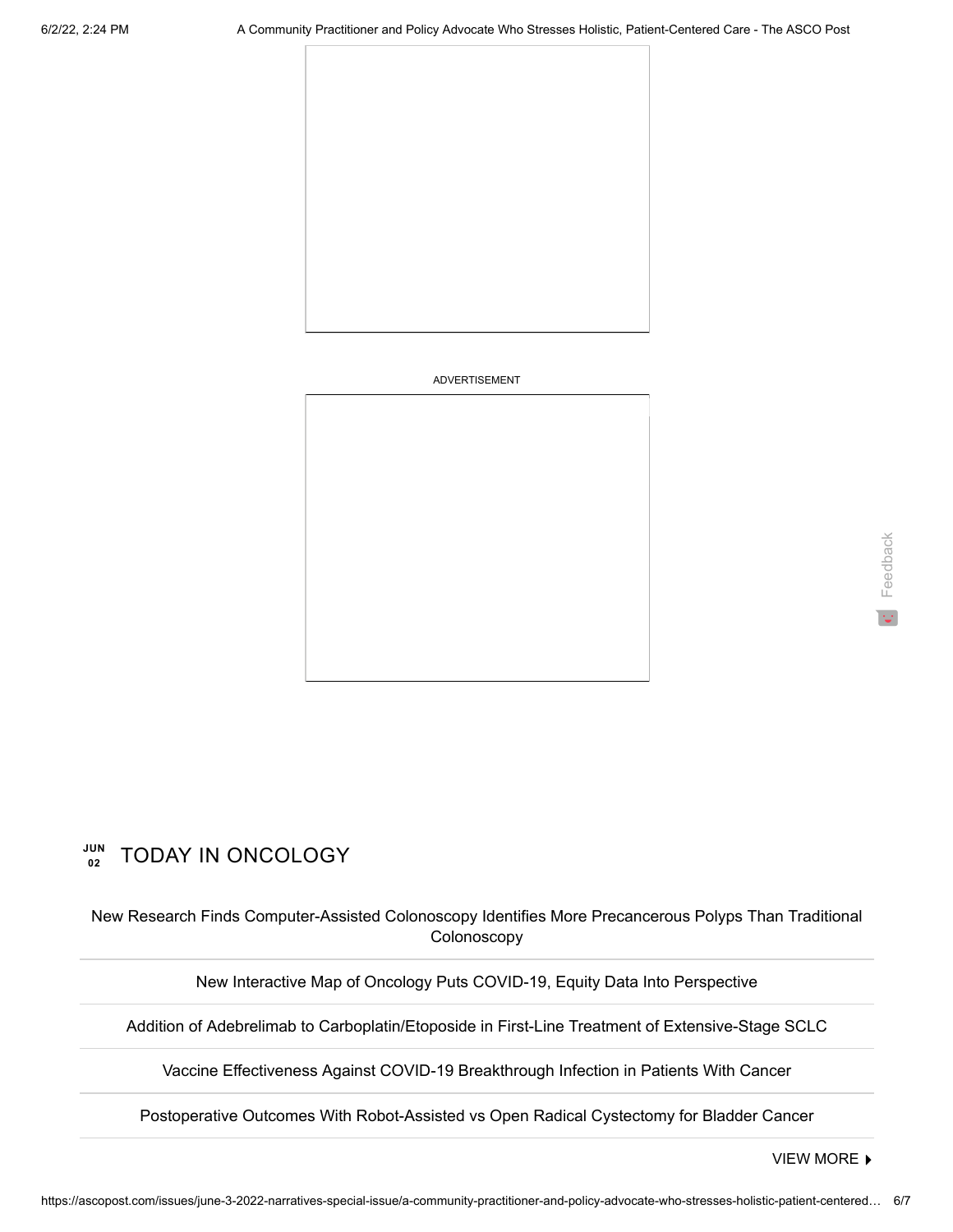ADVERTISEMENT

## JUN 02 TODAY IN ONCOLOGY

New Research Finds Computer-Assisted Colonoscopy Identifies More Precancerous Polyps Than Traditional Colonoscopy

New Interactive Map of Oncology Puts COVID-19, Equity Data Into Perspective

Addition of Adebrelimab to Carboplatin/Etoposide in First-Line Treatment of Extensive-Stage SCLC

Vaccine Effectiveness Against COVID-19 Breakthrough Infection in Patients With Cancer

Postoperative Outcomes With Robot-Assisted vs Open Radical Cystectomy for Bladder Cancer

VIEW MORE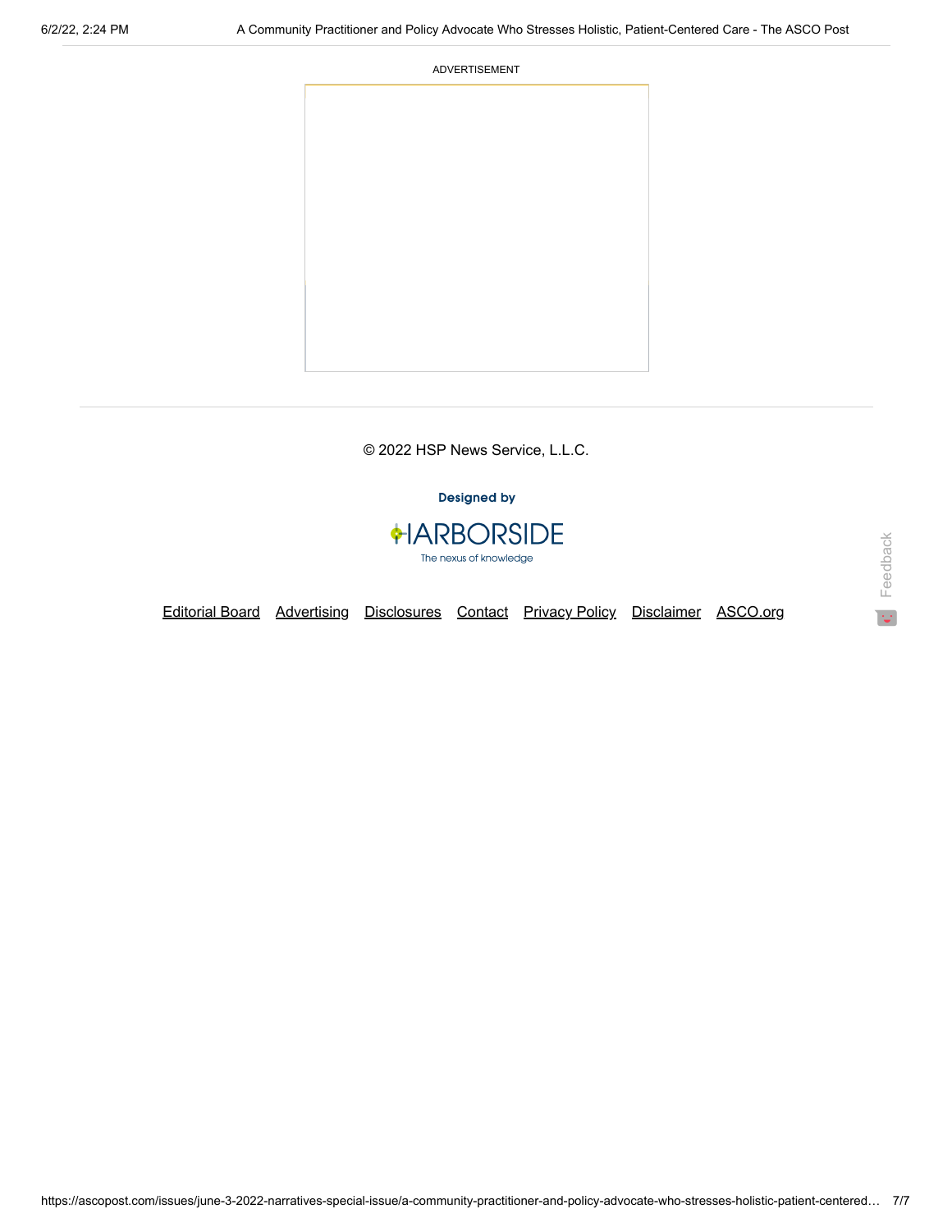ADVERTISEMENT

© 2022 HSP News Service, L.L.C.

Designed by

HARBORSIDE

The nexus of knowledge

Editorial Board Advertising Disclosures Contact Privacy Policy Disclaimer ASCO.org

Feedback